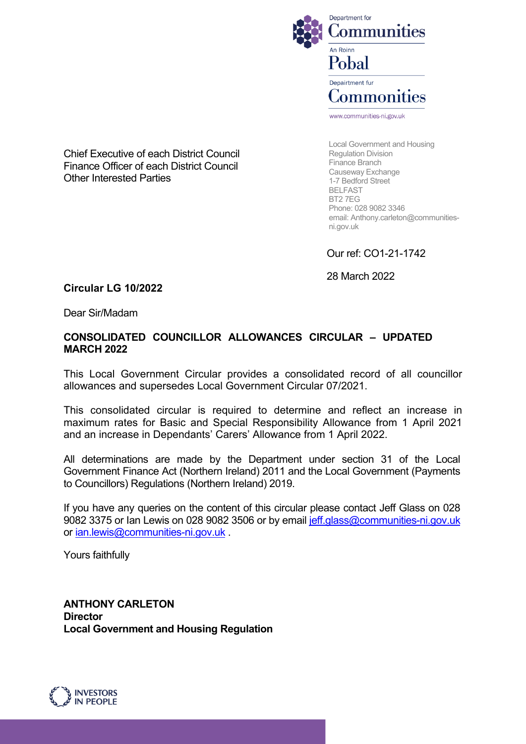Department for
Communities

An Roinn
Pobal

Depairtment fur
Commonities

www.communities-ni.gov.uk

Chief Executive of each District Council
Finance Officer of each District Council
Other Interested Parties

Local Government and Housing
Regulation Division
Finance Branch
Causeway Exchange
1-7 Bedford Street
BELFAST
BT2 7EG
Phone: 028 9082 3346
email: Anthony.carleton@communities-ni.gov.uk

Our ref: CO1-21-1742

28 March 2022

**Circular LG 10/2022**

Dear Sir/Madam

**CONSOLIDATED COUNCILLOR ALLOWANCES CIRCULAR – UPDATED MARCH 2022**

This Local Government Circular provides a consolidated record of all councillor allowances and supersedes Local Government Circular 07/2021.

This consolidated circular is required to determine and reflect an increase in maximum rates for Basic and Special Responsibility Allowance from 1 April 2021 and an increase in Dependants' Carers' Allowance from 1 April 2022.

All determinations are made by the Department under section 31 of the Local Government Finance Act (Northern Ireland) 2011 and the Local Government (Payments to Councillors) Regulations (Northern Ireland) 2019.

If you have any queries on the content of this circular please contact Jeff Glass on 028 9082 3375 or Ian Lewis on 028 9082 3506 or by email jeff.glass@communities-ni.gov.uk or ian.lewis@communities-ni.gov.uk .

Yours faithfully

**ANTHONY CARLETON**
**Director**
**Local Government and Housing Regulation**

INVESTORS IN PEOPLE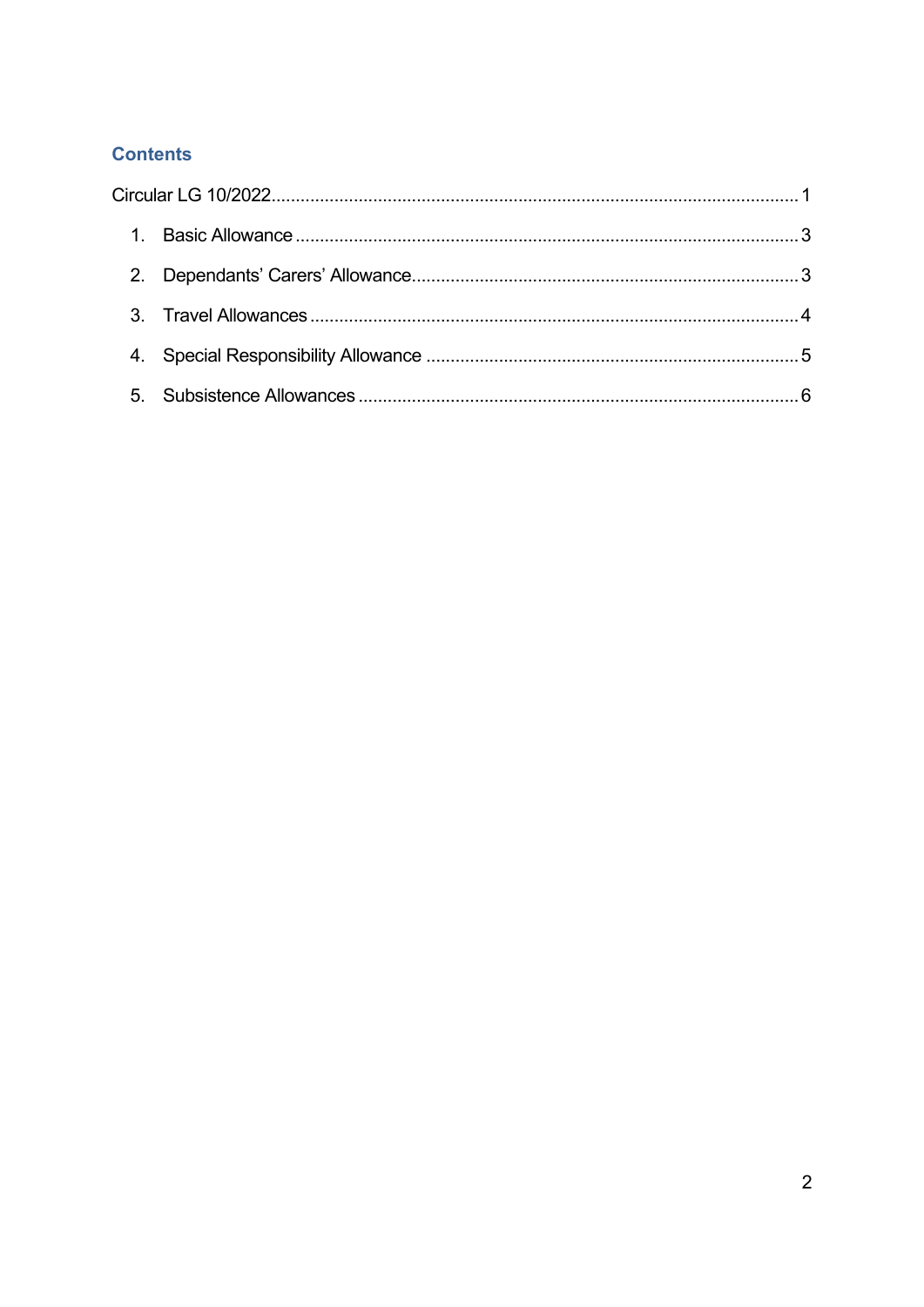## Contents

Circular LG 10/2022 .......... 1

1. Basic Allowance .......... 3
2. Dependants' Carers' Allowance .......... 3
3. Travel Allowances .......... 4
4. Special Responsibility Allowance .......... 5
5. Subsistence Allowances .......... 6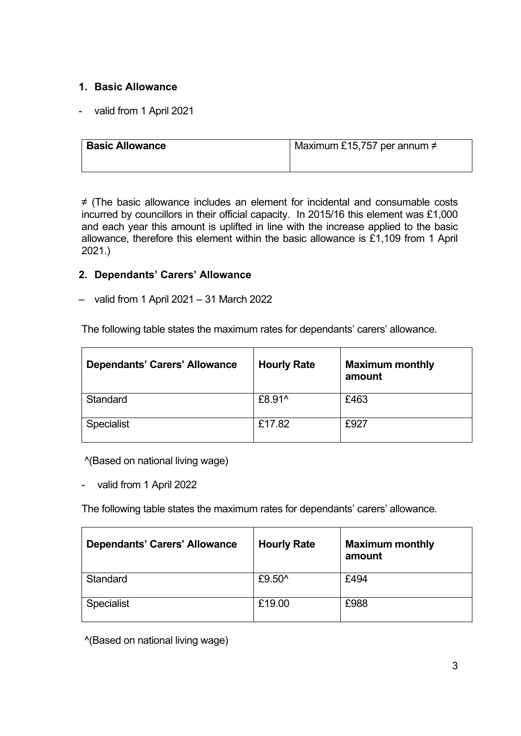## 1. Basic Allowance

- valid from 1 April 2021

| Basic Allowance | Maximum £15,757 per annum ≠ |
|---|---|

≠ (The basic allowance includes an element for incidental and consumable costs incurred by councillors in their official capacity. In 2015/16 this element was £1,000 and each year this amount is uplifted in line with the increase applied to the basic allowance, therefore this element within the basic allowance is £1,109 from 1 April 2021.)

## 2. Dependants' Carers' Allowance

– valid from 1 April 2021 – 31 March 2022

The following table states the maximum rates for dependants' carers' allowance.

| Dependants' Carers' Allowance | Hourly Rate | Maximum monthly amount |
|---|---|---|
| Standard | £8.91^ | £463 |
| Specialist | £17.82 | £927 |

^(Based on national living wage)

- valid from 1 April 2022

The following table states the maximum rates for dependants' carers' allowance.

| Dependants' Carers' Allowance | Hourly Rate | Maximum monthly amount |
|---|---|---|
| Standard | £9.50^ | £494 |
| Specialist | £19.00 | £988 |

^(Based on national living wage)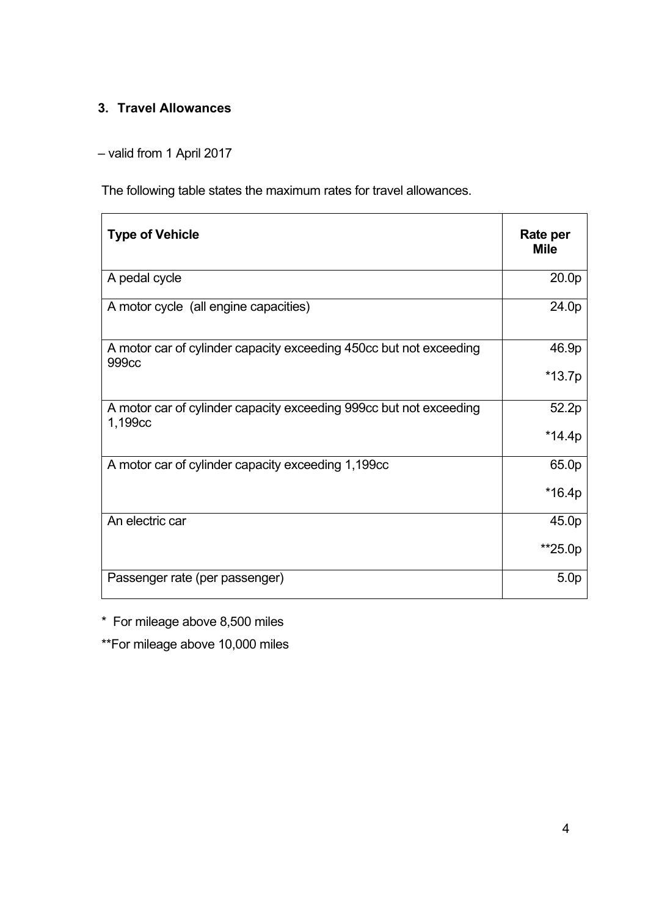### 3. Travel Allowances

– valid from 1 April 2017

The following table states the maximum rates for travel allowances.

| Type of Vehicle | Rate per Mile |
|---|---|
| A pedal cycle | 20.0p |
| A motor cycle (all engine capacities) | 24.0p |
| A motor car of cylinder capacity exceeding 450cc but not exceeding 999cc | 46.9p<br>*13.7p |
| A motor car of cylinder capacity exceeding 999cc but not exceeding 1,199cc | 52.2p<br>*14.4p |
| A motor car of cylinder capacity exceeding 1,199cc | 65.0p<br>*16.4p |
| An electric car | 45.0p<br>**25.0p |
| Passenger rate (per passenger) | 5.0p |

\* For mileage above 8,500 miles

**For mileage above 10,000 miles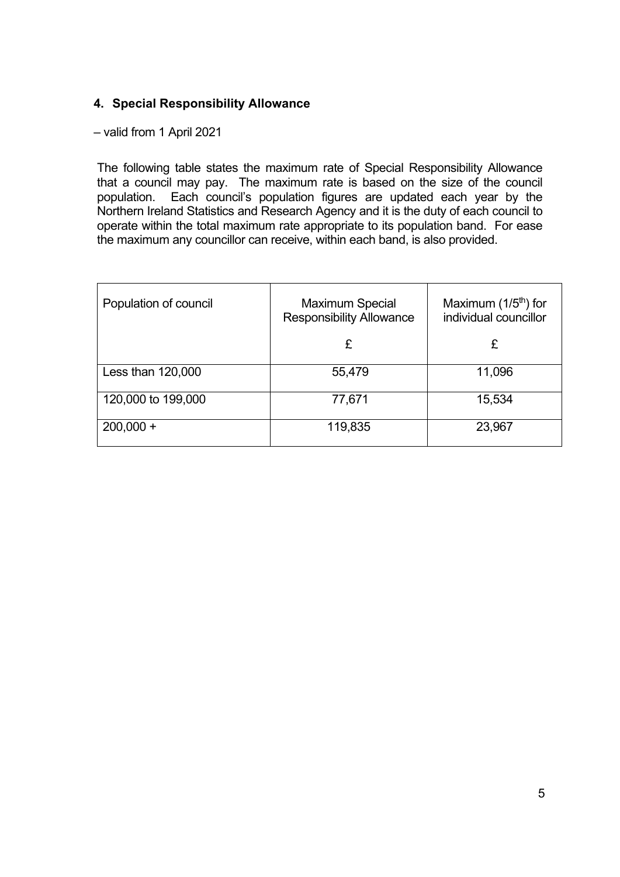## 4. Special Responsibility Allowance

– valid from 1 April 2021

The following table states the maximum rate of Special Responsibility Allowance that a council may pay. The maximum rate is based on the size of the council population. Each council's population figures are updated each year by the Northern Ireland Statistics and Research Agency and it is the duty of each council to operate within the total maximum rate appropriate to its population band. For ease the maximum any councillor can receive, within each band, is also provided.

| Population of council | Maximum Special Responsibility Allowance £ | Maximum ($1/5^{th}$) for individual councillor £ |
|---|---|---|
| Less than 120,000 | 55,479 | 11,096 |
| 120,000 to 199,000 | 77,671 | 15,534 |
| 200,000 + | 119,835 | 23,967 |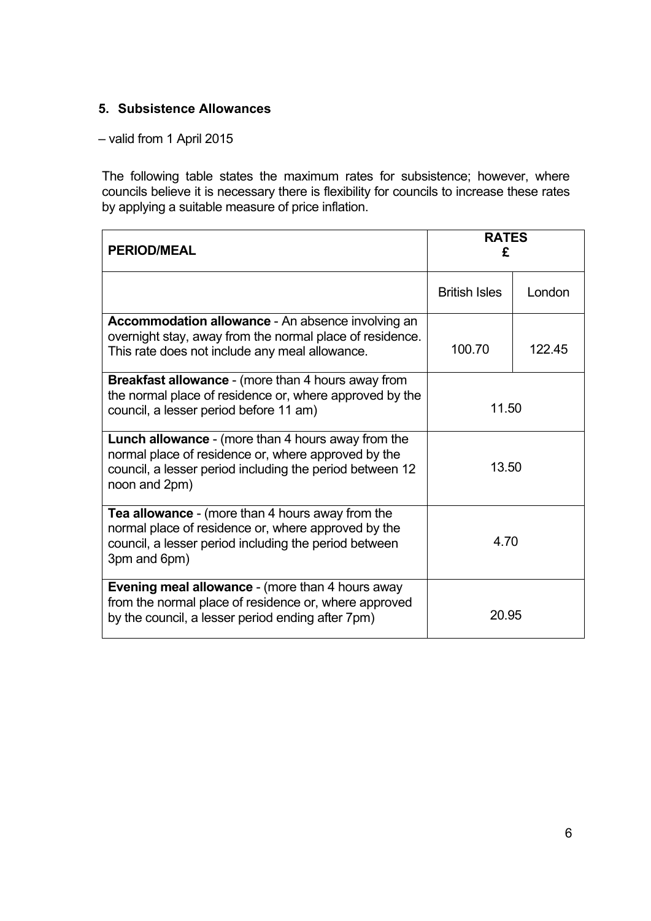## 5. Subsistence Allowances

– valid from 1 April 2015

The following table states the maximum rates for subsistence; however, where councils believe it is necessary there is flexibility for councils to increase these rates by applying a suitable measure of price inflation.

| PERIOD/MEAL | RATES £ | |
|---|---|---|
| | British Isles | London |
| **Accommodation allowance** - An absence involving an overnight stay, away from the normal place of residence. This rate does not include any meal allowance. | 100.70 | 122.45 |
| **Breakfast allowance** - (more than 4 hours away from the normal place of residence or, where approved by the council, a lesser period before 11 am) | 11.50 | |
| **Lunch allowance** - (more than 4 hours away from the normal place of residence or, where approved by the council, a lesser period including the period between 12 noon and 2pm) | 13.50 | |
| **Tea allowance** - (more than 4 hours away from the normal place of residence or, where approved by the council, a lesser period including the period between 3pm and 6pm) | 4.70 | |
| **Evening meal allowance** - (more than 4 hours away from the normal place of residence or, where approved by the council, a lesser period ending after 7pm) | 20.95 | |